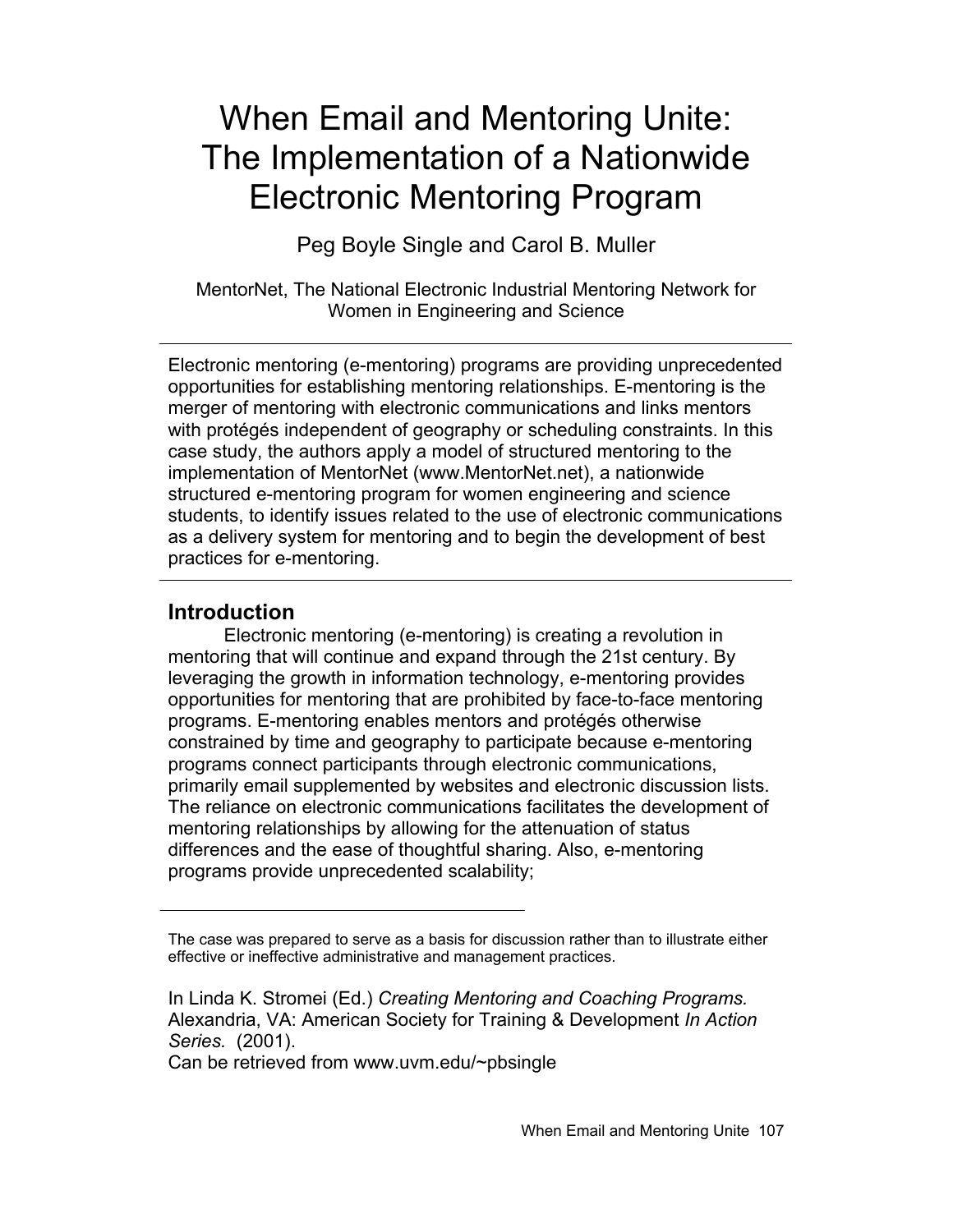# When Email and Mentoring Unite: The Implementation of a Nationwide Electronic Mentoring Program

Peg Boyle Single and Carol B. Muller

MentorNet, The National Electronic Industrial Mentoring Network for Women in Engineering and Science

---

Electronic mentoring (e-mentoring) programs are providing unprecedented opportunities for establishing mentoring relationships. E-mentoring is the merger of mentoring with electronic communications and links mentors with protégés independent of geography or scheduling constraints. In this case study, the authors apply a model of structured mentoring to the implementation of MentorNet (www.MentorNet.net), a nationwide structured e-mentoring program for women engineering and science students, to identify issues related to the use of electronic communications as a delivery system for mentoring and to begin the development of best practices for e-mentoring.

---

## Introduction

Electronic mentoring (e-mentoring) is creating a revolution in mentoring that will continue and expand through the 21st century. By leveraging the growth in information technology, e-mentoring provides opportunities for mentoring that are prohibited by face-to-face mentoring programs. E-mentoring enables mentors and protégés otherwise constrained by time and geography to participate because e-mentoring programs connect participants through electronic communications, primarily email supplemented by websites and electronic discussion lists. The reliance on electronic communications facilitates the development of mentoring relationships by allowing for the attenuation of status differences and the ease of thoughtful sharing. Also, e-mentoring programs provide unprecedented scalability;

---

The case was prepared to serve as a basis for discussion rather than to illustrate either effective or ineffective administrative and management practices.

In Linda K. Stromei (Ed.) *Creating Mentoring and Coaching Programs.* Alexandria, VA: American Society for Training & Development *In Action Series.* (2001).
Can be retrieved from www.uvm.edu/~pbsingle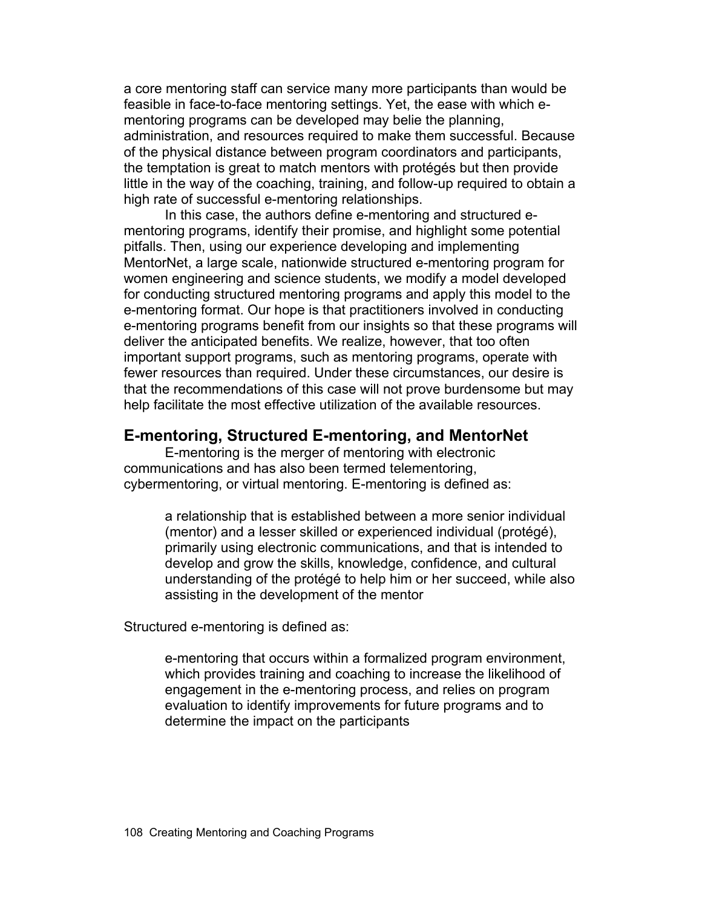a core mentoring staff can service many more participants than would be feasible in face-to-face mentoring settings. Yet, the ease with which e-mentoring programs can be developed may belie the planning, administration, and resources required to make them successful. Because of the physical distance between program coordinators and participants, the temptation is great to match mentors with protégés but then provide little in the way of the coaching, training, and follow-up required to obtain a high rate of successful e-mentoring relationships.

In this case, the authors define e-mentoring and structured e-mentoring programs, identify their promise, and highlight some potential pitfalls. Then, using our experience developing and implementing MentorNet, a large scale, nationwide structured e-mentoring program for women engineering and science students, we modify a model developed for conducting structured mentoring programs and apply this model to the e-mentoring format. Our hope is that practitioners involved in conducting e-mentoring programs benefit from our insights so that these programs will deliver the anticipated benefits. We realize, however, that too often important support programs, such as mentoring programs, operate with fewer resources than required. Under these circumstances, our desire is that the recommendations of this case will not prove burdensome but may help facilitate the most effective utilization of the available resources.

## E-mentoring, Structured E-mentoring, and MentorNet

E-mentoring is the merger of mentoring with electronic communications and has also been termed telementoring, cybermentoring, or virtual mentoring. E-mentoring is defined as:

> a relationship that is established between a more senior individual (mentor) and a lesser skilled or experienced individual (protégé), primarily using electronic communications, and that is intended to develop and grow the skills, knowledge, confidence, and cultural understanding of the protégé to help him or her succeed, while also assisting in the development of the mentor

Structured e-mentoring is defined as:

> e-mentoring that occurs within a formalized program environment, which provides training and coaching to increase the likelihood of engagement in the e-mentoring process, and relies on program evaluation to identify improvements for future programs and to determine the impact on the participants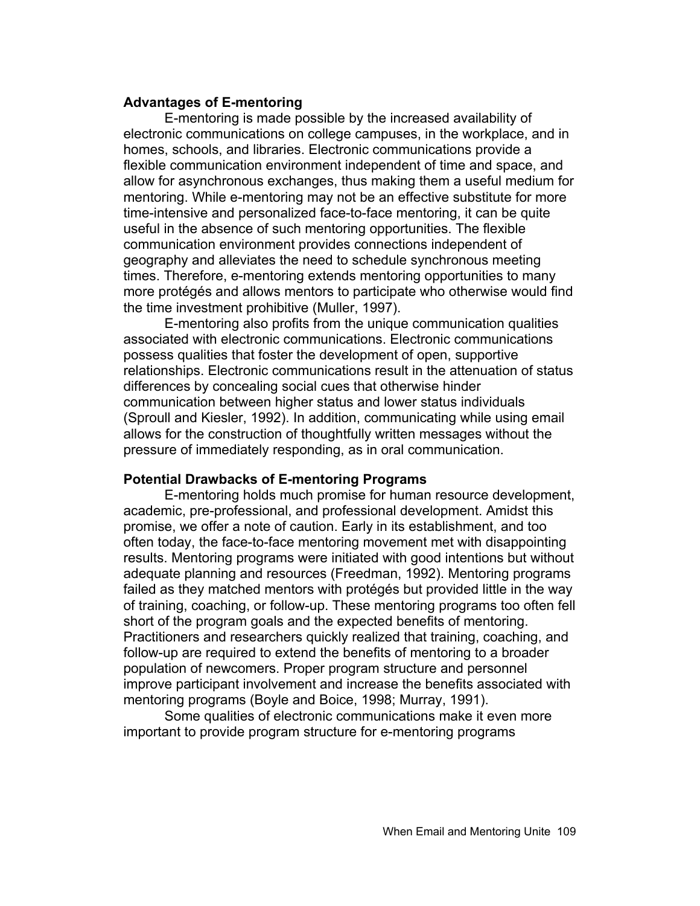**Advantages of E-mentoring**

E-mentoring is made possible by the increased availability of electronic communications on college campuses, in the workplace, and in homes, schools, and libraries. Electronic communications provide a flexible communication environment independent of time and space, and allow for asynchronous exchanges, thus making them a useful medium for mentoring. While e-mentoring may not be an effective substitute for more time-intensive and personalized face-to-face mentoring, it can be quite useful in the absence of such mentoring opportunities. The flexible communication environment provides connections independent of geography and alleviates the need to schedule synchronous meeting times. Therefore, e-mentoring extends mentoring opportunities to many more protégés and allows mentors to participate who otherwise would find the time investment prohibitive (Muller, 1997).

E-mentoring also profits from the unique communication qualities associated with electronic communications. Electronic communications possess qualities that foster the development of open, supportive relationships. Electronic communications result in the attenuation of status differences by concealing social cues that otherwise hinder communication between higher status and lower status individuals (Sproull and Kiesler, 1992). In addition, communicating while using email allows for the construction of thoughtfully written messages without the pressure of immediately responding, as in oral communication.

**Potential Drawbacks of E-mentoring Programs**

E-mentoring holds much promise for human resource development, academic, pre-professional, and professional development. Amidst this promise, we offer a note of caution. Early in its establishment, and too often today, the face-to-face mentoring movement met with disappointing results. Mentoring programs were initiated with good intentions but without adequate planning and resources (Freedman, 1992). Mentoring programs failed as they matched mentors with protégés but provided little in the way of training, coaching, or follow-up. These mentoring programs too often fell short of the program goals and the expected benefits of mentoring. Practitioners and researchers quickly realized that training, coaching, and follow-up are required to extend the benefits of mentoring to a broader population of newcomers. Proper program structure and personnel improve participant involvement and increase the benefits associated with mentoring programs (Boyle and Boice, 1998; Murray, 1991).

Some qualities of electronic communications make it even more important to provide program structure for e-mentoring programs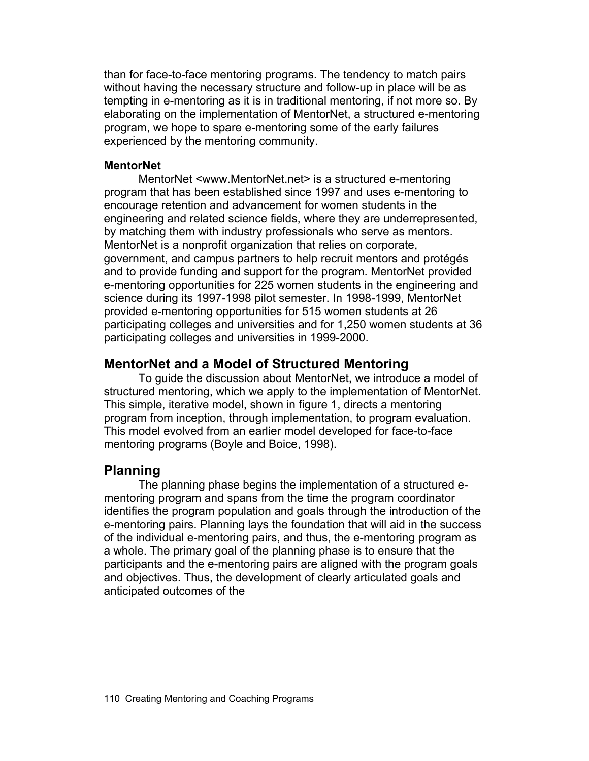than for face-to-face mentoring programs. The tendency to match pairs without having the necessary structure and follow-up in place will be as tempting in e-mentoring as it is in traditional mentoring, if not more so. By elaborating on the implementation of MentorNet, a structured e-mentoring program, we hope to spare e-mentoring some of the early failures experienced by the mentoring community.

**MentorNet**

MentorNet <www.MentorNet.net> is a structured e-mentoring program that has been established since 1997 and uses e-mentoring to encourage retention and advancement for women students in the engineering and related science fields, where they are underrepresented, by matching them with industry professionals who serve as mentors. MentorNet is a nonprofit organization that relies on corporate, government, and campus partners to help recruit mentors and protégés and to provide funding and support for the program. MentorNet provided e-mentoring opportunities for 225 women students in the engineering and science during its 1997-1998 pilot semester. In 1998-1999, MentorNet provided e-mentoring opportunities for 515 women students at 26 participating colleges and universities and for 1,250 women students at 36 participating colleges and universities in 1999-2000.

## MentorNet and a Model of Structured Mentoring

To guide the discussion about MentorNet, we introduce a model of structured mentoring, which we apply to the implementation of MentorNet. This simple, iterative model, shown in figure 1, directs a mentoring program from inception, through implementation, to program evaluation. This model evolved from an earlier model developed for face-to-face mentoring programs (Boyle and Boice, 1998).

## Planning

The planning phase begins the implementation of a structured e-mentoring program and spans from the time the program coordinator identifies the program population and goals through the introduction of the e-mentoring pairs. Planning lays the foundation that will aid in the success of the individual e-mentoring pairs, and thus, the e-mentoring program as a whole. The primary goal of the planning phase is to ensure that the participants and the e-mentoring pairs are aligned with the program goals and objectives. Thus, the development of clearly articulated goals and anticipated outcomes of the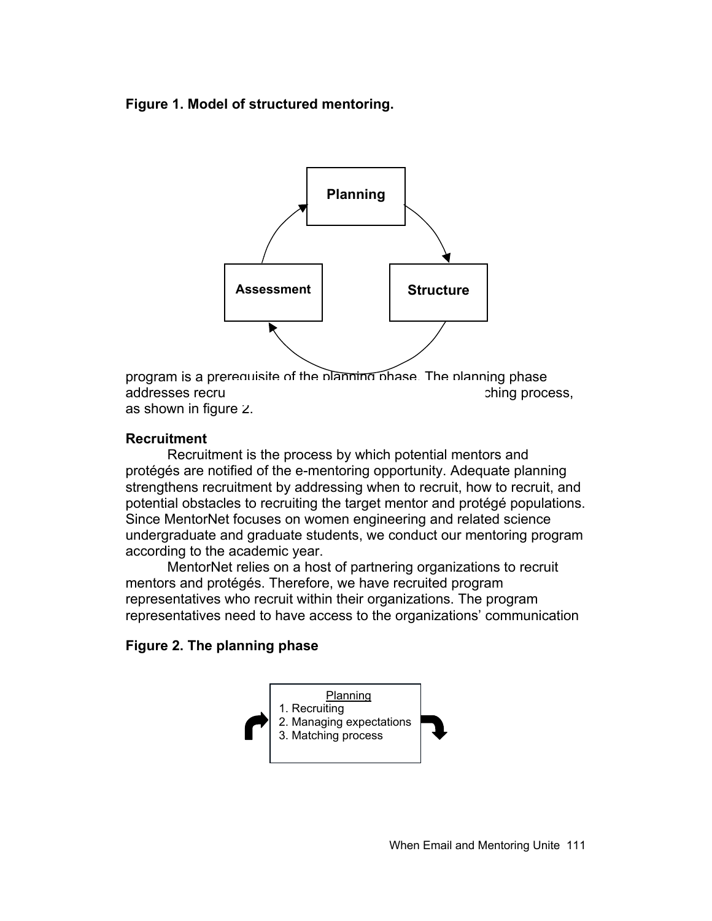**Figure 1. Model of structured mentoring.**

program is a prerequisite of the planning phase. The planning phase addresses recru ching process, as shown in figure 2.

**Recruitment**

Recruitment is the process by which potential mentors and protégés are notified of the e-mentoring opportunity. Adequate planning strengthens recruitment by addressing when to recruit, how to recruit, and potential obstacles to recruiting the target mentor and protégé populations. Since MentorNet focuses on women engineering and related science undergraduate and graduate students, we conduct our mentoring program according to the academic year.

MentorNet relies on a host of partnering organizations to recruit mentors and protégés. Therefore, we have recruited program representatives who recruit within their organizations. The program representatives need to have access to the organizations' communication

**Figure 2. The planning phase**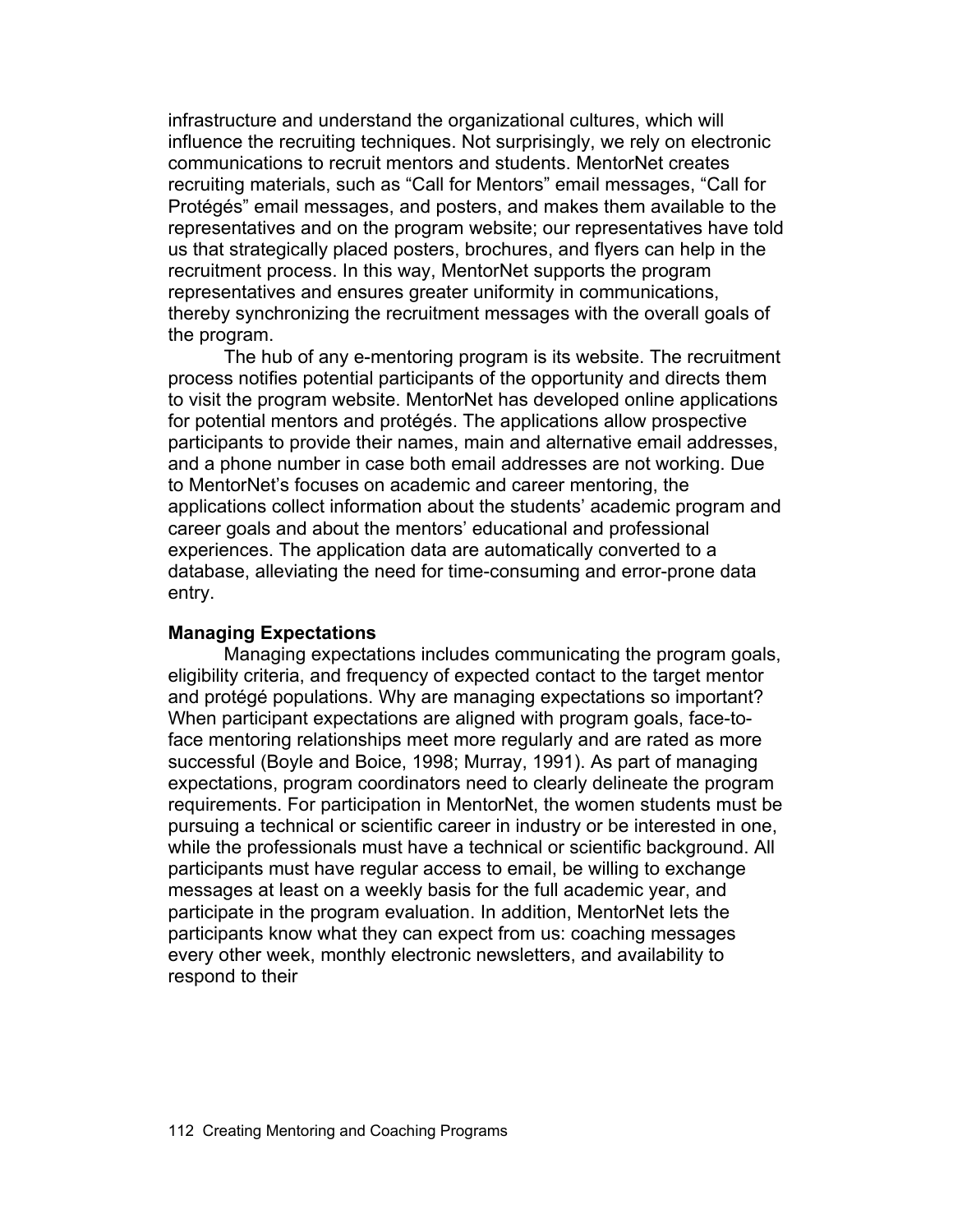infrastructure and understand the organizational cultures, which will influence the recruiting techniques. Not surprisingly, we rely on electronic communications to recruit mentors and students. MentorNet creates recruiting materials, such as "Call for Mentors" email messages, "Call for Protégés" email messages, and posters, and makes them available to the representatives and on the program website; our representatives have told us that strategically placed posters, brochures, and flyers can help in the recruitment process. In this way, MentorNet supports the program representatives and ensures greater uniformity in communications, thereby synchronizing the recruitment messages with the overall goals of the program.

The hub of any e-mentoring program is its website. The recruitment process notifies potential participants of the opportunity and directs them to visit the program website. MentorNet has developed online applications for potential mentors and protégés. The applications allow prospective participants to provide their names, main and alternative email addresses, and a phone number in case both email addresses are not working. Due to MentorNet's focuses on academic and career mentoring, the applications collect information about the students' academic program and career goals and about the mentors' educational and professional experiences. The application data are automatically converted to a database, alleviating the need for time-consuming and error-prone data entry.

**Managing Expectations**

Managing expectations includes communicating the program goals, eligibility criteria, and frequency of expected contact to the target mentor and protégé populations. Why are managing expectations so important? When participant expectations are aligned with program goals, face-to-face mentoring relationships meet more regularly and are rated as more successful (Boyle and Boice, 1998; Murray, 1991). As part of managing expectations, program coordinators need to clearly delineate the program requirements. For participation in MentorNet, the women students must be pursuing a technical or scientific career in industry or be interested in one, while the professionals must have a technical or scientific background. All participants must have regular access to email, be willing to exchange messages at least on a weekly basis for the full academic year, and participate in the program evaluation. In addition, MentorNet lets the participants know what they can expect from us: coaching messages every other week, monthly electronic newsletters, and availability to respond to their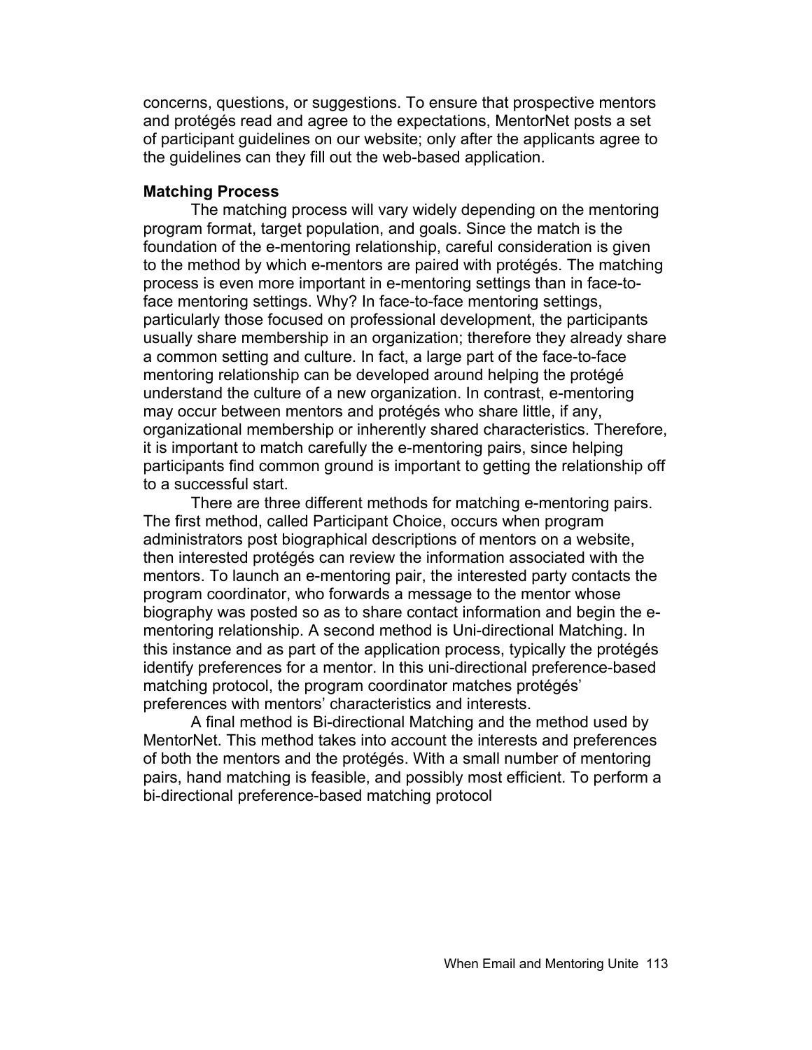concerns, questions, or suggestions. To ensure that prospective mentors and protégés read and agree to the expectations, MentorNet posts a set of participant guidelines on our website; only after the applicants agree to the guidelines can they fill out the web-based application.

**Matching Process**

The matching process will vary widely depending on the mentoring program format, target population, and goals. Since the match is the foundation of the e-mentoring relationship, careful consideration is given to the method by which e-mentors are paired with protégés. The matching process is even more important in e-mentoring settings than in face-to-face mentoring settings. Why? In face-to-face mentoring settings, particularly those focused on professional development, the participants usually share membership in an organization; therefore they already share a common setting and culture. In fact, a large part of the face-to-face mentoring relationship can be developed around helping the protégé understand the culture of a new organization. In contrast, e-mentoring may occur between mentors and protégés who share little, if any, organizational membership or inherently shared characteristics. Therefore, it is important to match carefully the e-mentoring pairs, since helping participants find common ground is important to getting the relationship off to a successful start.

There are three different methods for matching e-mentoring pairs. The first method, called Participant Choice, occurs when program administrators post biographical descriptions of mentors on a website, then interested protégés can review the information associated with the mentors. To launch an e-mentoring pair, the interested party contacts the program coordinator, who forwards a message to the mentor whose biography was posted so as to share contact information and begin the e-mentoring relationship. A second method is Uni-directional Matching. In this instance and as part of the application process, typically the protégés identify preferences for a mentor. In this uni-directional preference-based matching protocol, the program coordinator matches protégés' preferences with mentors' characteristics and interests.

A final method is Bi-directional Matching and the method used by MentorNet. This method takes into account the interests and preferences of both the mentors and the protégés. With a small number of mentoring pairs, hand matching is feasible, and possibly most efficient. To perform a bi-directional preference-based matching protocol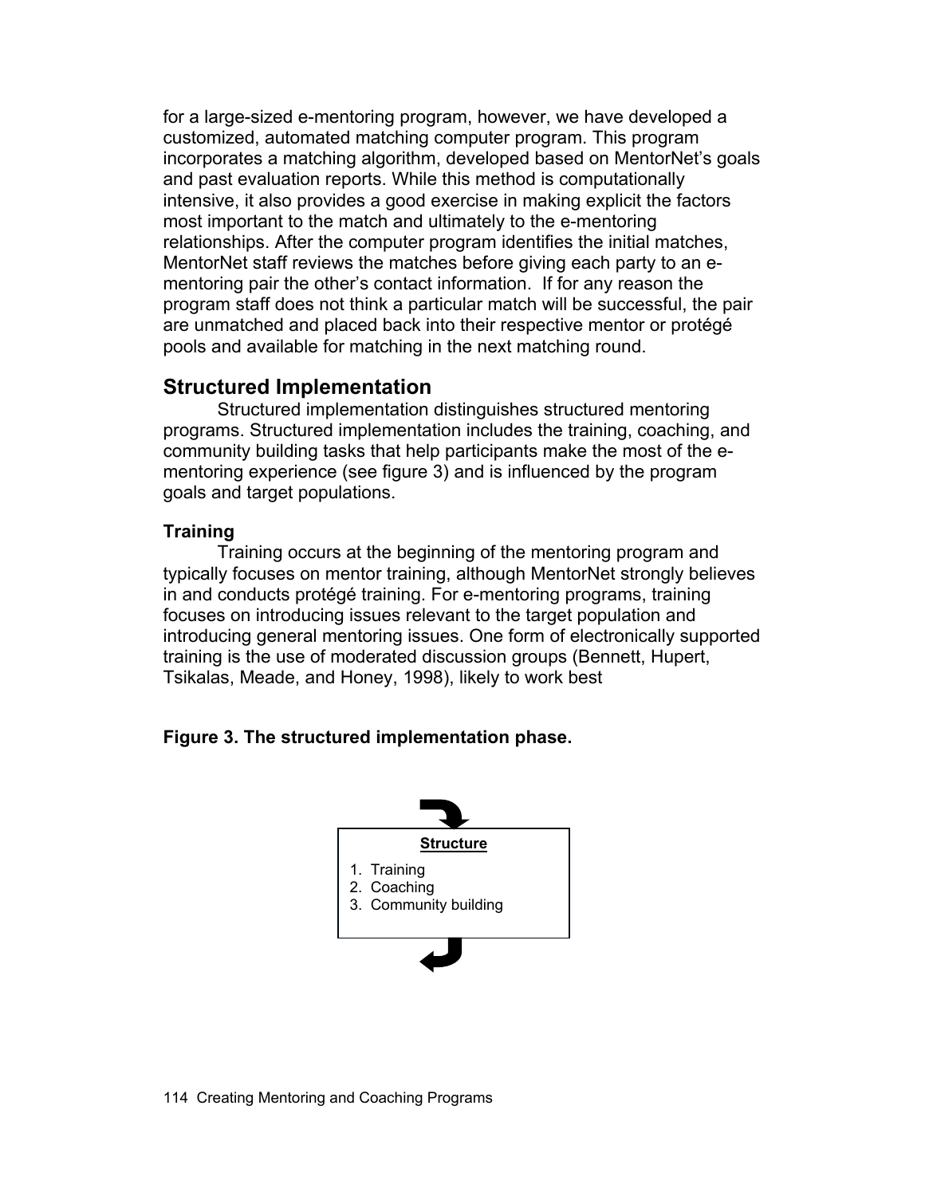for a large-sized e-mentoring program, however, we have developed a customized, automated matching computer program. This program incorporates a matching algorithm, developed based on MentorNet's goals and past evaluation reports. While this method is computationally intensive, it also provides a good exercise in making explicit the factors most important to the match and ultimately to the e-mentoring relationships. After the computer program identifies the initial matches, MentorNet staff reviews the matches before giving each party to an e-mentoring pair the other's contact information. If for any reason the program staff does not think a particular match will be successful, the pair are unmatched and placed back into their respective mentor or protégé pools and available for matching in the next matching round.

## Structured Implementation

Structured implementation distinguishes structured mentoring programs. Structured implementation includes the training, coaching, and community building tasks that help participants make the most of the e-mentoring experience (see figure 3) and is influenced by the program goals and target populations.

### Training

Training occurs at the beginning of the mentoring program and typically focuses on mentor training, although MentorNet strongly believes in and conducts protégé training. For e-mentoring programs, training focuses on introducing issues relevant to the target population and introducing general mentoring issues. One form of electronically supported training is the use of moderated discussion groups (Bennett, Hupert, Tsikalas, Meade, and Honey, 1998), likely to work best

**Figure 3. The structured implementation phase.**

**Structure**

1. Training
2. Coaching
3. Community building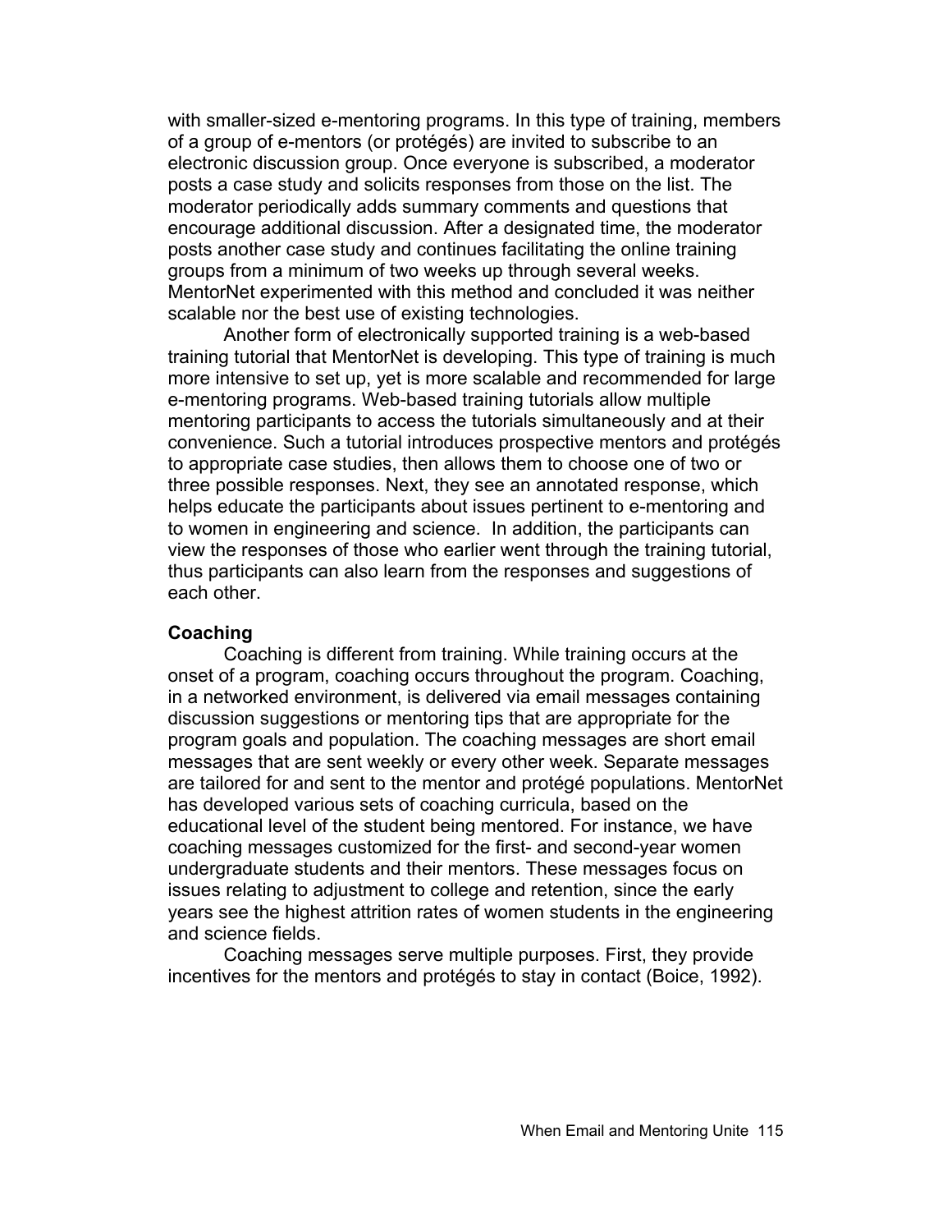with smaller-sized e-mentoring programs. In this type of training, members of a group of e-mentors (or protégés) are invited to subscribe to an electronic discussion group. Once everyone is subscribed, a moderator posts a case study and solicits responses from those on the list. The moderator periodically adds summary comments and questions that encourage additional discussion. After a designated time, the moderator posts another case study and continues facilitating the online training groups from a minimum of two weeks up through several weeks. MentorNet experimented with this method and concluded it was neither scalable nor the best use of existing technologies.

Another form of electronically supported training is a web-based training tutorial that MentorNet is developing. This type of training is much more intensive to set up, yet is more scalable and recommended for large e-mentoring programs. Web-based training tutorials allow multiple mentoring participants to access the tutorials simultaneously and at their convenience. Such a tutorial introduces prospective mentors and protégés to appropriate case studies, then allows them to choose one of two or three possible responses. Next, they see an annotated response, which helps educate the participants about issues pertinent to e-mentoring and to women in engineering and science. In addition, the participants can view the responses of those who earlier went through the training tutorial, thus participants can also learn from the responses and suggestions of each other.

### Coaching

Coaching is different from training. While training occurs at the onset of a program, coaching occurs throughout the program. Coaching, in a networked environment, is delivered via email messages containing discussion suggestions or mentoring tips that are appropriate for the program goals and population. The coaching messages are short email messages that are sent weekly or every other week. Separate messages are tailored for and sent to the mentor and protégé populations. MentorNet has developed various sets of coaching curricula, based on the educational level of the student being mentored. For instance, we have coaching messages customized for the first- and second-year women undergraduate students and their mentors. These messages focus on issues relating to adjustment to college and retention, since the early years see the highest attrition rates of women students in the engineering and science fields.

Coaching messages serve multiple purposes. First, they provide incentives for the mentors and protégés to stay in contact (Boice, 1992).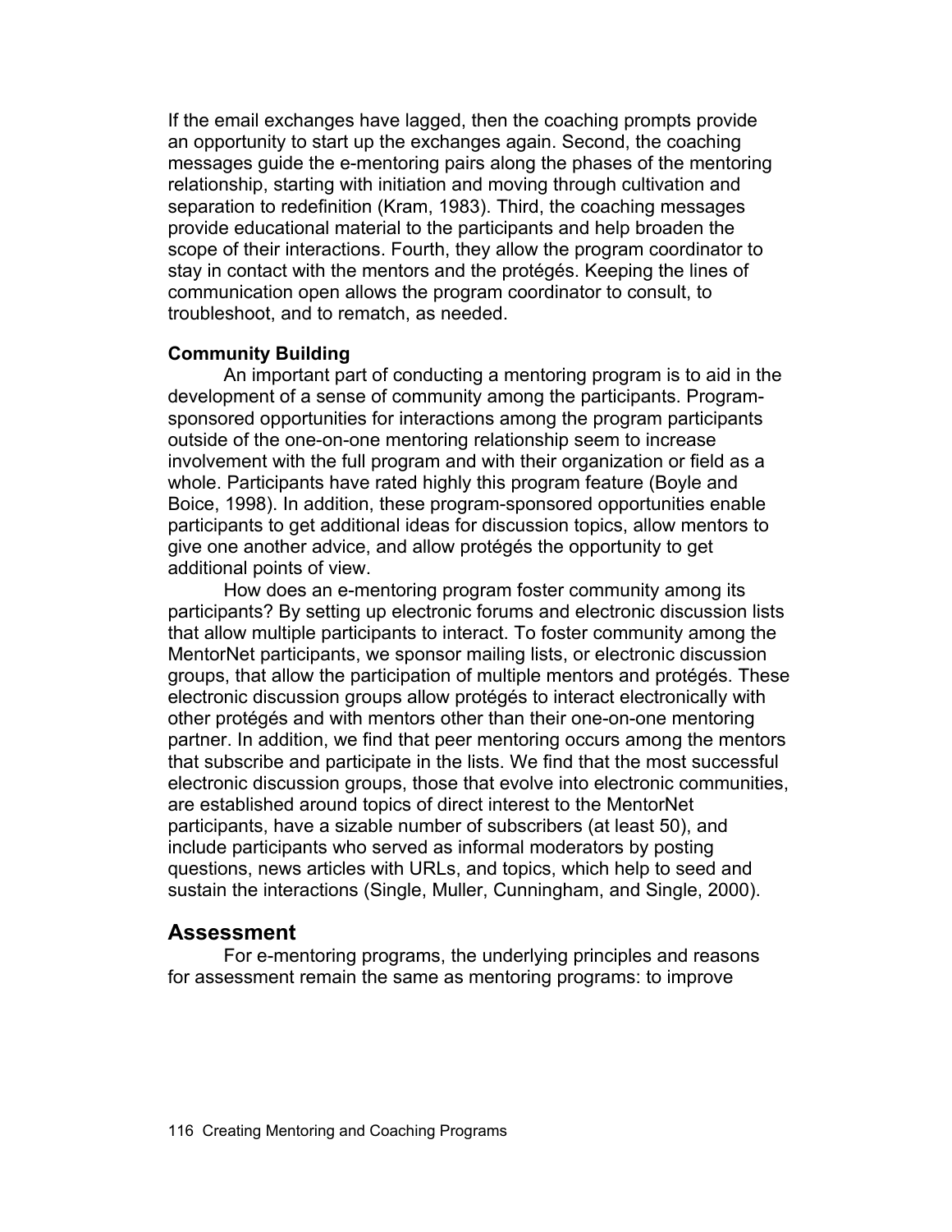If the email exchanges have lagged, then the coaching prompts provide an opportunity to start up the exchanges again. Second, the coaching messages guide the e-mentoring pairs along the phases of the mentoring relationship, starting with initiation and moving through cultivation and separation to redefinition (Kram, 1983). Third, the coaching messages provide educational material to the participants and help broaden the scope of their interactions. Fourth, they allow the program coordinator to stay in contact with the mentors and the protégés. Keeping the lines of communication open allows the program coordinator to consult, to troubleshoot, and to rematch, as needed.

**Community Building**

An important part of conducting a mentoring program is to aid in the development of a sense of community among the participants. Program-sponsored opportunities for interactions among the program participants outside of the one-on-one mentoring relationship seem to increase involvement with the full program and with their organization or field as a whole. Participants have rated highly this program feature (Boyle and Boice, 1998). In addition, these program-sponsored opportunities enable participants to get additional ideas for discussion topics, allow mentors to give one another advice, and allow protégés the opportunity to get additional points of view.

How does an e-mentoring program foster community among its participants? By setting up electronic forums and electronic discussion lists that allow multiple participants to interact. To foster community among the MentorNet participants, we sponsor mailing lists, or electronic discussion groups, that allow the participation of multiple mentors and protégés. These electronic discussion groups allow protégés to interact electronically with other protégés and with mentors other than their one-on-one mentoring partner. In addition, we find that peer mentoring occurs among the mentors that subscribe and participate in the lists. We find that the most successful electronic discussion groups, those that evolve into electronic communities, are established around topics of direct interest to the MentorNet participants, have a sizable number of subscribers (at least 50), and include participants who served as informal moderators by posting questions, news articles with URLs, and topics, which help to seed and sustain the interactions (Single, Muller, Cunningham, and Single, 2000).

## Assessment

For e-mentoring programs, the underlying principles and reasons for assessment remain the same as mentoring programs: to improve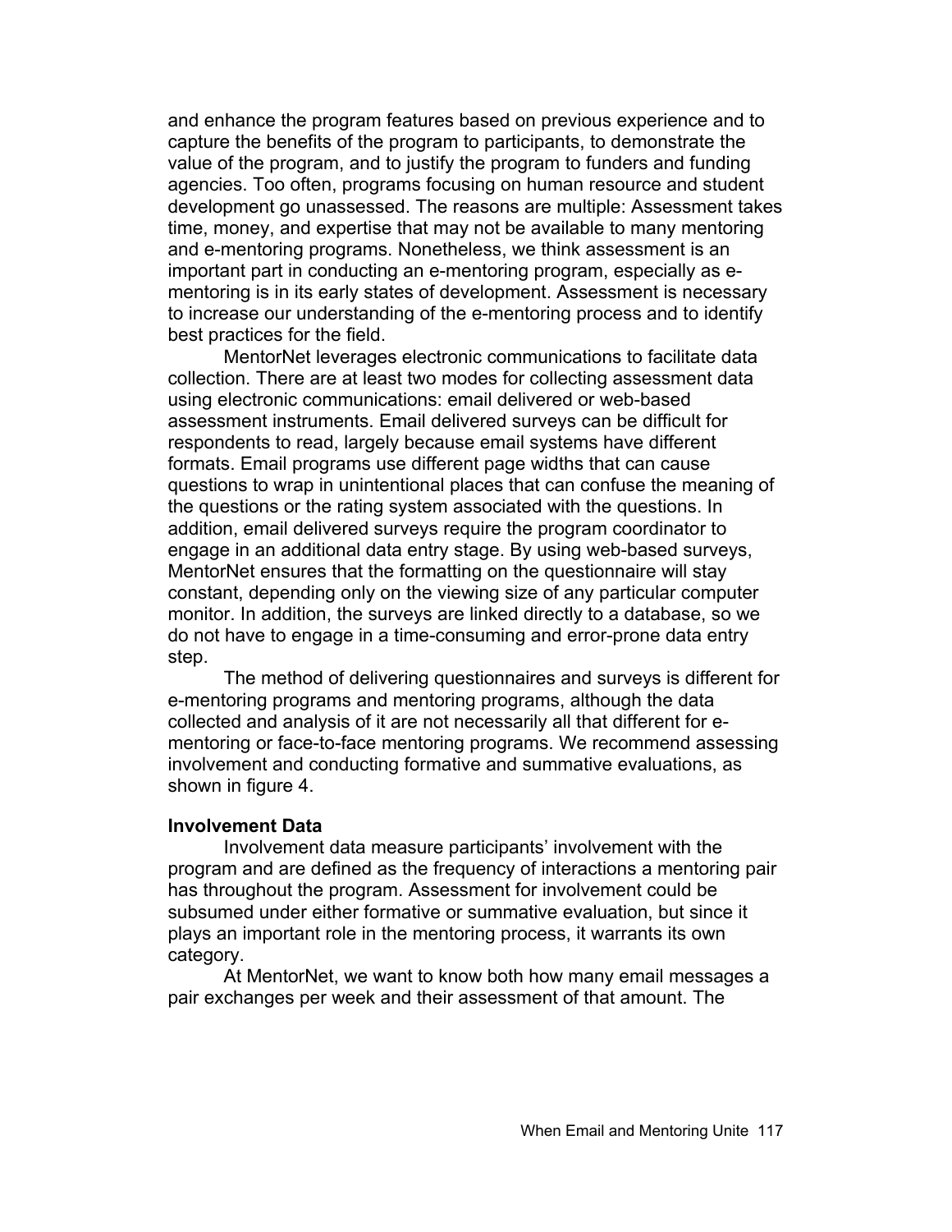and enhance the program features based on previous experience and to capture the benefits of the program to participants, to demonstrate the value of the program, and to justify the program to funders and funding agencies. Too often, programs focusing on human resource and student development go unassessed. The reasons are multiple: Assessment takes time, money, and expertise that may not be available to many mentoring and e-mentoring programs. Nonetheless, we think assessment is an important part in conducting an e-mentoring program, especially as e-mentoring is in its early states of development. Assessment is necessary to increase our understanding of the e-mentoring process and to identify best practices for the field.

MentorNet leverages electronic communications to facilitate data collection. There are at least two modes for collecting assessment data using electronic communications: email delivered or web-based assessment instruments. Email delivered surveys can be difficult for respondents to read, largely because email systems have different formats. Email programs use different page widths that can cause questions to wrap in unintentional places that can confuse the meaning of the questions or the rating system associated with the questions. In addition, email delivered surveys require the program coordinator to engage in an additional data entry stage. By using web-based surveys, MentorNet ensures that the formatting on the questionnaire will stay constant, depending only on the viewing size of any particular computer monitor. In addition, the surveys are linked directly to a database, so we do not have to engage in a time-consuming and error-prone data entry step.

The method of delivering questionnaires and surveys is different for e-mentoring programs and mentoring programs, although the data collected and analysis of it are not necessarily all that different for e-mentoring or face-to-face mentoring programs. We recommend assessing involvement and conducting formative and summative evaluations, as shown in figure 4.

**Involvement Data**

Involvement data measure participants' involvement with the program and are defined as the frequency of interactions a mentoring pair has throughout the program. Assessment for involvement could be subsumed under either formative or summative evaluation, but since it plays an important role in the mentoring process, it warrants its own category.

At MentorNet, we want to know both how many email messages a pair exchanges per week and their assessment of that amount. The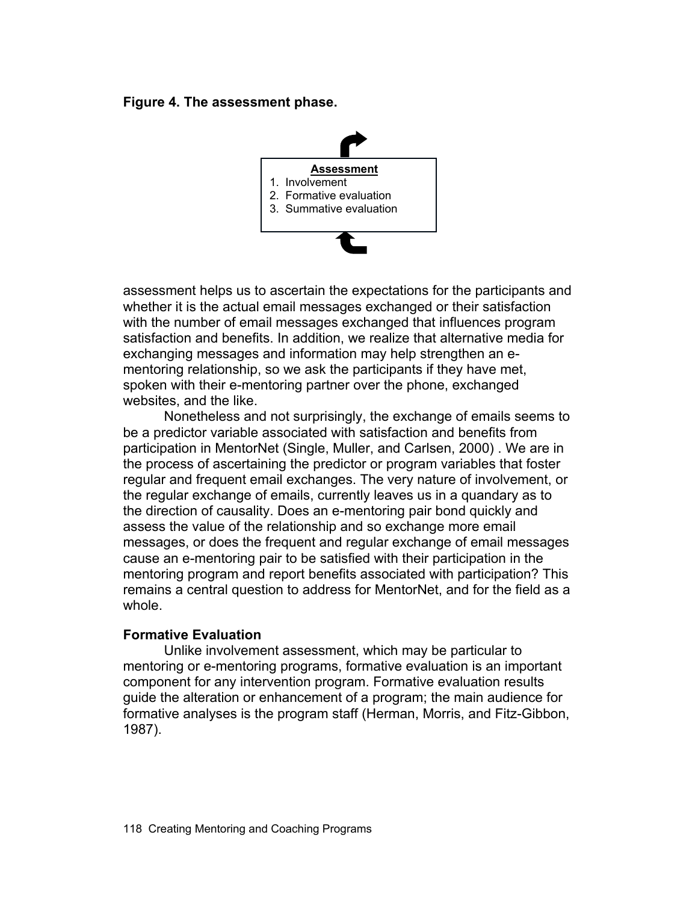**Figure 4. The assessment phase.**

**Assessment**
1. Involvement
2. Formative evaluation
3. Summative evaluation

assessment helps us to ascertain the expectations for the participants and whether it is the actual email messages exchanged or their satisfaction with the number of email messages exchanged that influences program satisfaction and benefits. In addition, we realize that alternative media for exchanging messages and information may help strengthen an e-mentoring relationship, so we ask the participants if they have met, spoken with their e-mentoring partner over the phone, exchanged websites, and the like.

Nonetheless and not surprisingly, the exchange of emails seems to be a predictor variable associated with satisfaction and benefits from participation in MentorNet (Single, Muller, and Carlsen, 2000) . We are in the process of ascertaining the predictor or program variables that foster regular and frequent email exchanges. The very nature of involvement, or the regular exchange of emails, currently leaves us in a quandary as to the direction of causality. Does an e-mentoring pair bond quickly and assess the value of the relationship and so exchange more email messages, or does the frequent and regular exchange of email messages cause an e-mentoring pair to be satisfied with their participation in the mentoring program and report benefits associated with participation? This remains a central question to address for MentorNet, and for the field as a whole.

### Formative Evaluation

Unlike involvement assessment, which may be particular to mentoring or e-mentoring programs, formative evaluation is an important component for any intervention program. Formative evaluation results guide the alteration or enhancement of a program; the main audience for formative analyses is the program staff (Herman, Morris, and Fitz-Gibbon, 1987).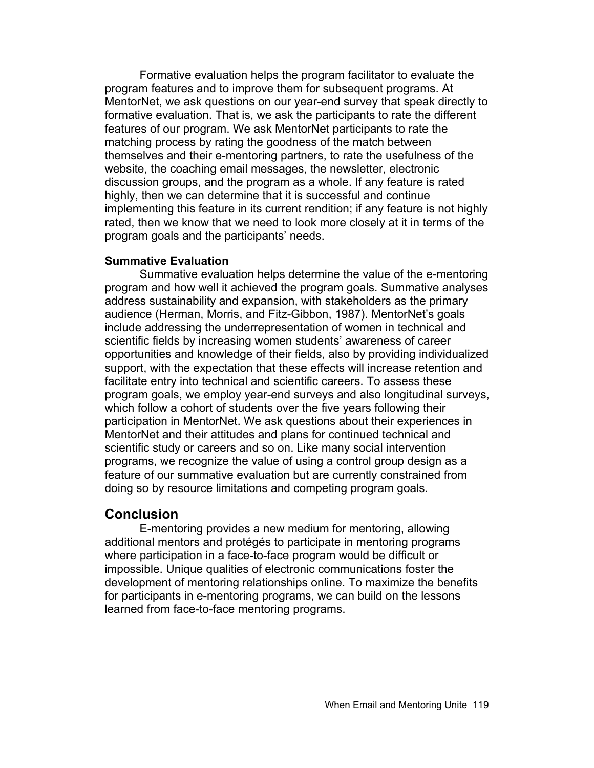Formative evaluation helps the program facilitator to evaluate the program features and to improve them for subsequent programs. At MentorNet, we ask questions on our year-end survey that speak directly to formative evaluation. That is, we ask the participants to rate the different features of our program. We ask MentorNet participants to rate the matching process by rating the goodness of the match between themselves and their e-mentoring partners, to rate the usefulness of the website, the coaching email messages, the newsletter, electronic discussion groups, and the program as a whole. If any feature is rated highly, then we can determine that it is successful and continue implementing this feature in its current rendition; if any feature is not highly rated, then we know that we need to look more closely at it in terms of the program goals and the participants' needs.

**Summative Evaluation**

Summative evaluation helps determine the value of the e-mentoring program and how well it achieved the program goals. Summative analyses address sustainability and expansion, with stakeholders as the primary audience (Herman, Morris, and Fitz-Gibbon, 1987). MentorNet's goals include addressing the underrepresentation of women in technical and scientific fields by increasing women students' awareness of career opportunities and knowledge of their fields, also by providing individualized support, with the expectation that these effects will increase retention and facilitate entry into technical and scientific careers. To assess these program goals, we employ year-end surveys and also longitudinal surveys, which follow a cohort of students over the five years following their participation in MentorNet. We ask questions about their experiences in MentorNet and their attitudes and plans for continued technical and scientific study or careers and so on. Like many social intervention programs, we recognize the value of using a control group design as a feature of our summative evaluation but are currently constrained from doing so by resource limitations and competing program goals.

## Conclusion

E-mentoring provides a new medium for mentoring, allowing additional mentors and protégés to participate in mentoring programs where participation in a face-to-face program would be difficult or impossible. Unique qualities of electronic communications foster the development of mentoring relationships online. To maximize the benefits for participants in e-mentoring programs, we can build on the lessons learned from face-to-face mentoring programs.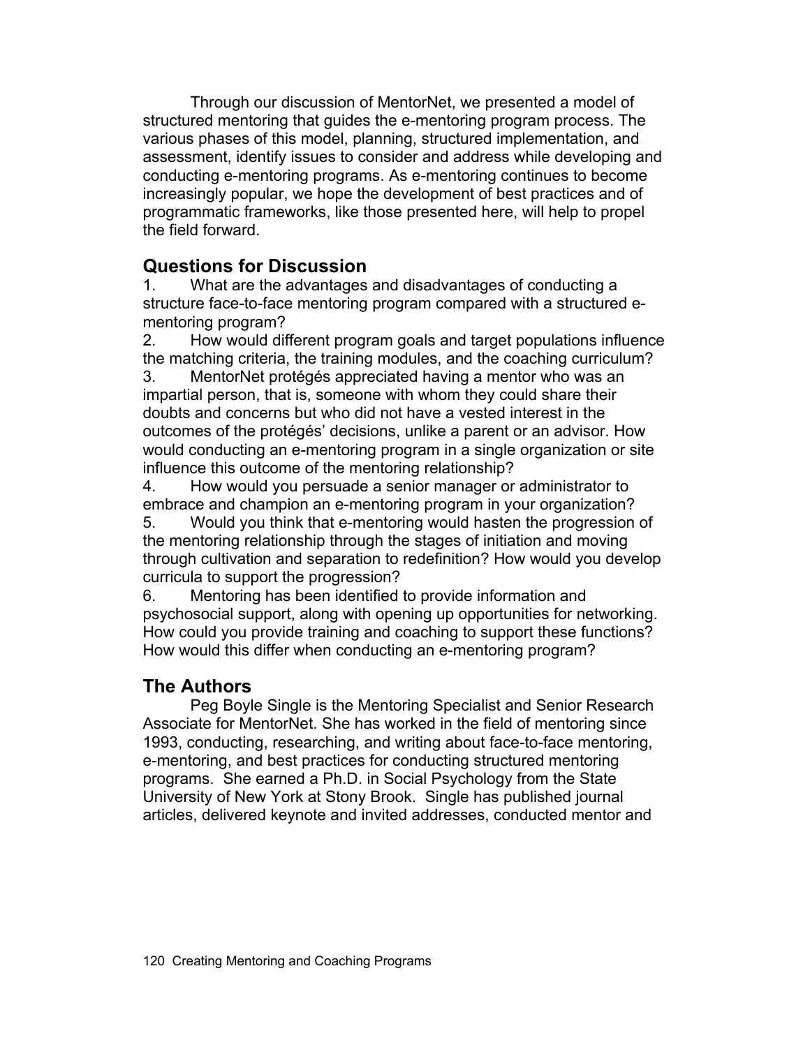Through our discussion of MentorNet, we presented a model of structured mentoring that guides the e-mentoring program process. The various phases of this model, planning, structured implementation, and assessment, identify issues to consider and address while developing and conducting e-mentoring programs. As e-mentoring continues to become increasingly popular, we hope the development of best practices and of programmatic frameworks, like those presented here, will help to propel the field forward.

## Questions for Discussion

1. What are the advantages and disadvantages of conducting a structure face-to-face mentoring program compared with a structured e-mentoring program?
2. How would different program goals and target populations influence the matching criteria, the training modules, and the coaching curriculum?
3. MentorNet protégés appreciated having a mentor who was an impartial person, that is, someone with whom they could share their doubts and concerns but who did not have a vested interest in the outcomes of the protégés' decisions, unlike a parent or an advisor. How would conducting an e-mentoring program in a single organization or site influence this outcome of the mentoring relationship?
4. How would you persuade a senior manager or administrator to embrace and champion an e-mentoring program in your organization?
5. Would you think that e-mentoring would hasten the progression of the mentoring relationship through the stages of initiation and moving through cultivation and separation to redefinition? How would you develop curricula to support the progression?
6. Mentoring has been identified to provide information and psychosocial support, along with opening up opportunities for networking. How could you provide training and coaching to support these functions? How would this differ when conducting an e-mentoring program?

## The Authors

Peg Boyle Single is the Mentoring Specialist and Senior Research Associate for MentorNet. She has worked in the field of mentoring since 1993, conducting, researching, and writing about face-to-face mentoring, e-mentoring, and best practices for conducting structured mentoring programs. She earned a Ph.D. in Social Psychology from the State University of New York at Stony Brook. Single has published journal articles, delivered keynote and invited addresses, conducted mentor and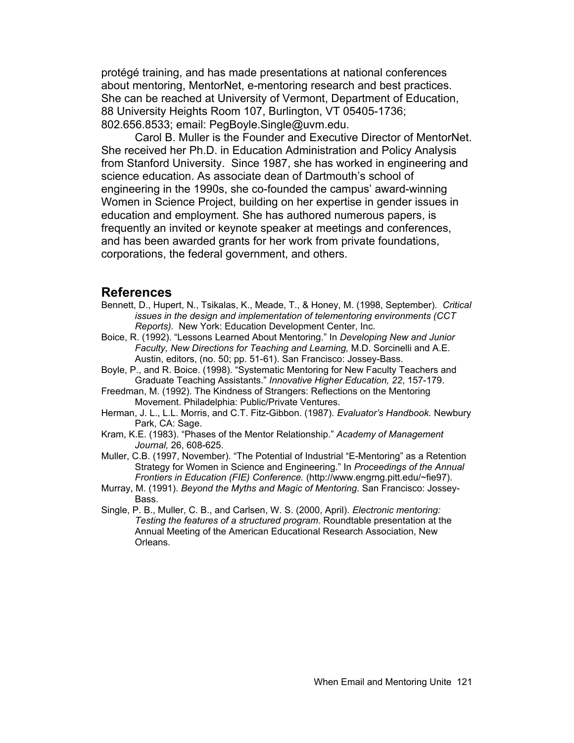protégé training, and has made presentations at national conferences about mentoring, MentorNet, e-mentoring research and best practices. She can be reached at University of Vermont, Department of Education, 88 University Heights Room 107, Burlington, VT 05405-1736; 802.656.8533; email: PegBoyle.Single@uvm.edu.

Carol B. Muller is the Founder and Executive Director of MentorNet. She received her Ph.D. in Education Administration and Policy Analysis from Stanford University. Since 1987, she has worked in engineering and science education. As associate dean of Dartmouth's school of engineering in the 1990s, she co-founded the campus' award-winning Women in Science Project, building on her expertise in gender issues in education and employment. She has authored numerous papers, is frequently an invited or keynote speaker at meetings and conferences, and has been awarded grants for her work from private foundations, corporations, the federal government, and others.

## References

Bennett, D., Hupert, N., Tsikalas, K., Meade, T., & Honey, M. (1998, September). *Critical issues in the design and implementation of telementoring environments (CCT Reports).* New York: Education Development Center, Inc.

Boice, R. (1992). "Lessons Learned About Mentoring." In *Developing New and Junior Faculty, New Directions for Teaching and Learning,* M.D. Sorcinelli and A.E. Austin, editors, (no. 50; pp. 51-61). San Francisco: Jossey-Bass.

Boyle, P., and R. Boice. (1998). "Systematic Mentoring for New Faculty Teachers and Graduate Teaching Assistants." *Innovative Higher Education, 22*, 157-179.

Freedman, M. (1992). The Kindness of Strangers: Reflections on the Mentoring Movement. Philadelphia: Public/Private Ventures.

Herman, J. L., L.L. Morris, and C.T. Fitz-Gibbon. (1987). *Evaluator's Handbook.* Newbury Park, CA: Sage.

Kram, K.E. (1983). "Phases of the Mentor Relationship." *Academy of Management Journal,* 26, 608-625.

Muller, C.B. (1997, November). "The Potential of Industrial "E-Mentoring" as a Retention Strategy for Women in Science and Engineering." In *Proceedings of the Annual Frontiers in Education (FIE) Conference.* (http://www.engrng.pitt.edu/~fie97).

Murray, M. (1991). *Beyond the Myths and Magic of Mentoring.* San Francisco: Jossey-Bass.

Single, P. B., Muller, C. B., and Carlsen, W. S. (2000, April). *Electronic mentoring: Testing the features of a structured program*. Roundtable presentation at the Annual Meeting of the American Educational Research Association, New Orleans.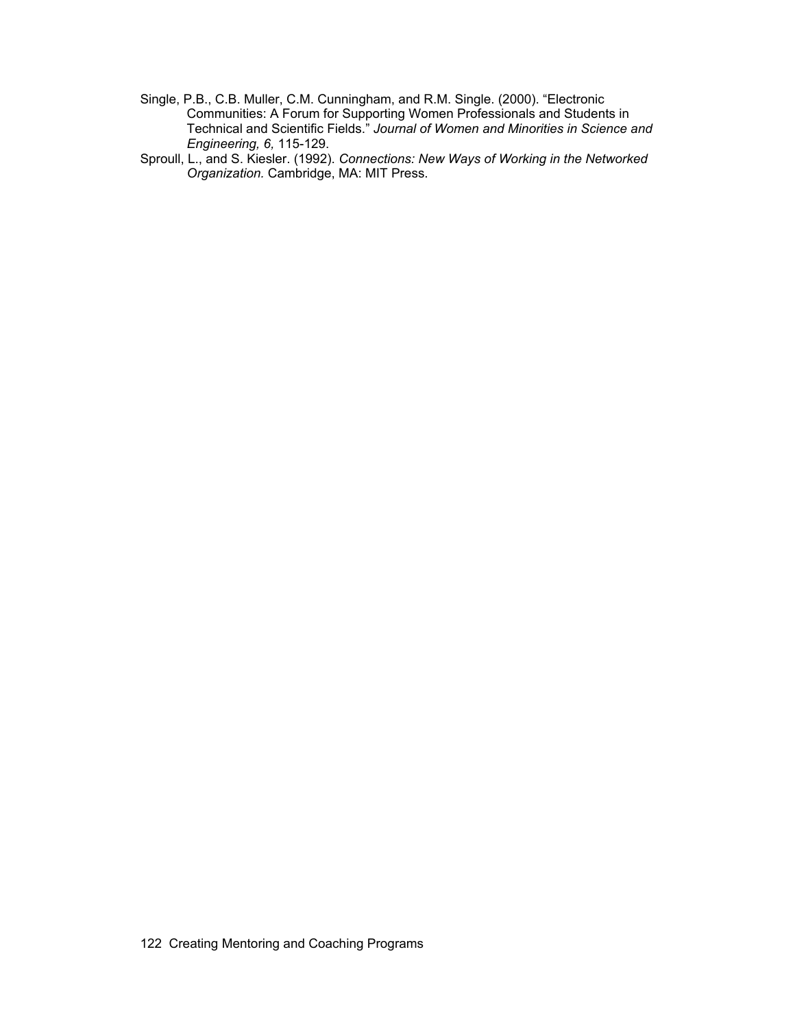Single, P.B., C.B. Muller, C.M. Cunningham, and R.M. Single. (2000). "Electronic Communities: A Forum for Supporting Women Professionals and Students in Technical and Scientific Fields." *Journal of Women and Minorities in Science and Engineering, 6,* 115-129.

Sproull, L., and S. Kiesler. (1992). *Connections: New Ways of Working in the Networked Organization.* Cambridge, MA: MIT Press.